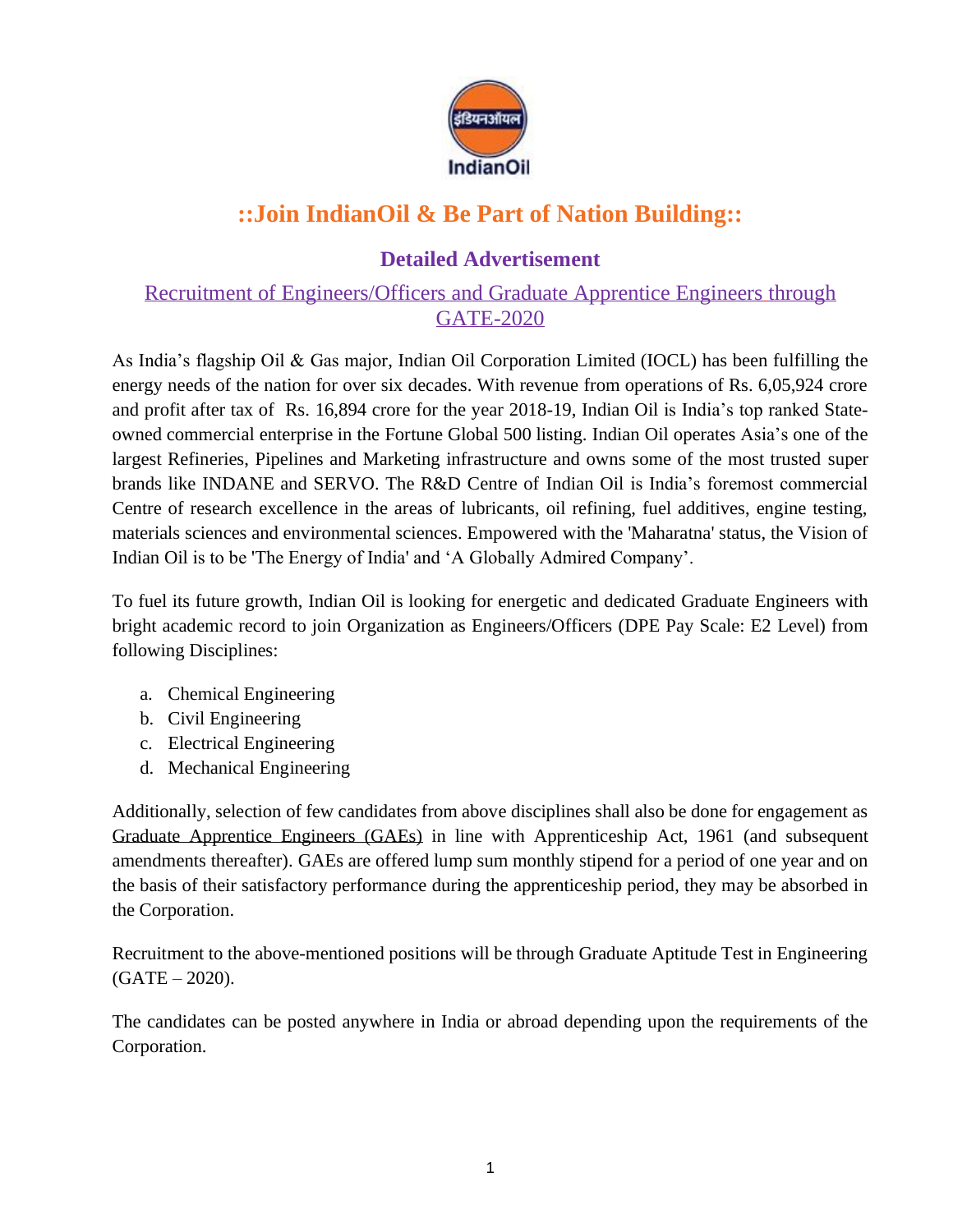# ::Join IndianOil & Be Part of Nation Building::

## Detailed Advertisement

### Recruitment of Engineers/Officers and Graduate Apprentice Engineers through GATE-2020

As India's flagship Oil & Gas major, Indian Oil Corporation Limited (IOCL) has been fulfilling the energy needs of the nation for over six decades. With revenue from operations of Rs. 6,05,924 crore and profit after tax of Rs. 16,894 crore for the year 2018-19, Indian Oil is India's top ranked State-owned commercial enterprise in the Fortune Global 500 listing. Indian Oil operates Asia's one of the largest Refineries, Pipelines and Marketing infrastructure and owns some of the most trusted super brands like INDANE and SERVO. The R&D Centre of Indian Oil is India's foremost commercial Centre of research excellence in the areas of lubricants, oil refining, fuel additives, engine testing, materials sciences and environmental sciences. Empowered with the 'Maharatna' status, the Vision of Indian Oil is to be 'The Energy of India' and 'A Globally Admired Company'.

To fuel its future growth, Indian Oil is looking for energetic and dedicated Graduate Engineers with bright academic record to join Organization as Engineers/Officers (DPE Pay Scale: E2 Level) from following Disciplines:

a. Chemical Engineering
b. Civil Engineering
c. Electrical Engineering
d. Mechanical Engineering

Additionally, selection of few candidates from above disciplines shall also be done for engagement as Graduate Apprentice Engineers (GAEs) in line with Apprenticeship Act, 1961 (and subsequent amendments thereafter). GAEs are offered lump sum monthly stipend for a period of one year and on the basis of their satisfactory performance during the apprenticeship period, they may be absorbed in the Corporation.

Recruitment to the above-mentioned positions will be through Graduate Aptitude Test in Engineering (GATE – 2020).

The candidates can be posted anywhere in India or abroad depending upon the requirements of the Corporation.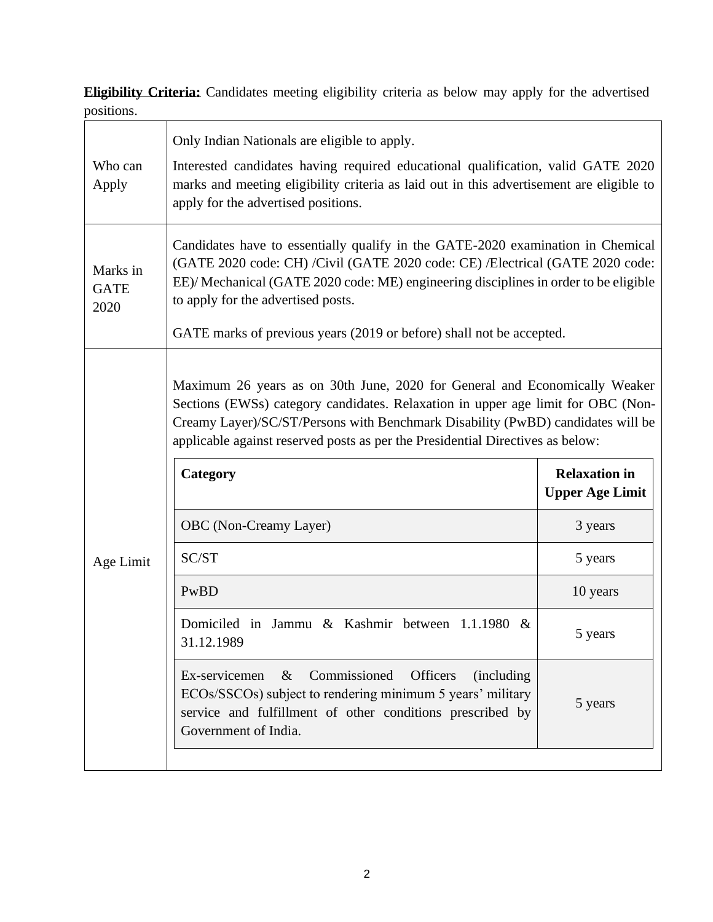**<u>Eligibility Criteria:</u>** Candidates meeting eligibility criteria as below may apply for the advertised positions.

| | |
|---|---|
| Who can Apply | Only Indian Nationals are eligible to apply.<br><br>Interested candidates having required educational qualification, valid GATE 2020 marks and meeting eligibility criteria as laid out in this advertisement are eligible to apply for the advertised positions. |
| Marks in GATE 2020 | Candidates have to essentially qualify in the GATE-2020 examination in Chemical (GATE 2020 code: CH) /Civil (GATE 2020 code: CE) /Electrical (GATE 2020 code: EE)/ Mechanical (GATE 2020 code: ME) engineering disciplines in order to be eligible to apply for the advertised posts.<br><br>GATE marks of previous years (2019 or before) shall not be accepted. |
| Age Limit | Maximum 26 years as on 30th June, 2020 for General and Economically Weaker Sections (EWSs) category candidates. Relaxation in upper age limit for OBC (Non-Creamy Layer)/SC/ST/Persons with Benchmark Disability (PwBD) candidates will be applicable against reserved posts as per the Presidential Directives as below: |

| **Category** | **Relaxation in Upper Age Limit** |
|---|---|
| OBC (Non-Creamy Layer) | 3 years |
| SC/ST | 5 years |
| PwBD | 10 years |
| Domiciled in Jammu & Kashmir between 1.1.1980 & 31.12.1989 | 5 years |
| Ex-servicemen & Commissioned Officers (including ECOs/SSCOs) subject to rendering minimum 5 years' military service and fulfillment of other conditions prescribed by Government of India. | 5 years |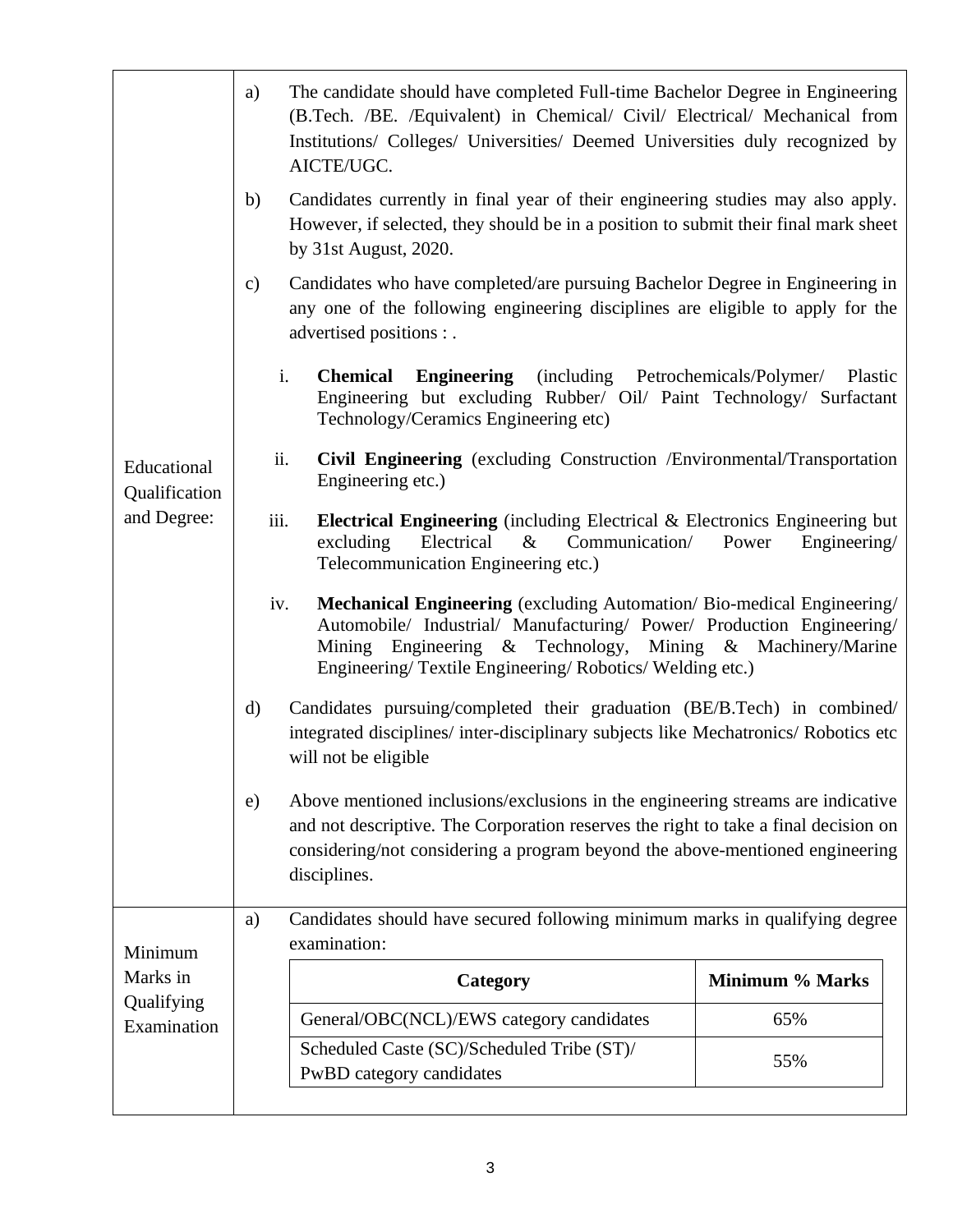| | |
|---|---|
| Educational Qualification and Degree: | a) The candidate should have completed Full-time Bachelor Degree in Engineering (B.Tech. /BE. /Equivalent) in Chemical/ Civil/ Electrical/ Mechanical from Institutions/ Colleges/ Universities/ Deemed Universities duly recognized by AICTE/UGC.<br><br>b) Candidates currently in final year of their engineering studies may also apply. However, if selected, they should be in a position to submit their final mark sheet by 31st August, 2020.<br><br>c) Candidates who have completed/are pursuing Bachelor Degree in Engineering in any one of the following engineering disciplines are eligible to apply for the advertised positions : .<br><br>i. **Chemical Engineering** (including Petrochemicals/Polymer/ Plastic Engineering but excluding Rubber/ Oil/ Paint Technology/ Surfactant Technology/Ceramics Engineering etc)<br><br>ii. **Civil Engineering** (excluding Construction /Environmental/Transportation Engineering etc.)<br><br>iii. **Electrical Engineering** (including Electrical & Electronics Engineering but excluding Electrical & Communication/ Power Engineering/ Telecommunication Engineering etc.)<br><br>iv. **Mechanical Engineering** (excluding Automation/ Bio-medical Engineering/ Automobile/ Industrial/ Manufacturing/ Power/ Production Engineering/ Mining Engineering & Technology, Mining & Machinery/Marine Engineering/ Textile Engineering/ Robotics/ Welding etc.)<br><br>d) Candidates pursuing/completed their graduation (BE/B.Tech) in combined/ integrated disciplines/ inter-disciplinary subjects like Mechatronics/ Robotics etc will not be eligible<br><br>e) Above mentioned inclusions/exclusions in the engineering streams are indicative and not descriptive. The Corporation reserves the right to take a final decision on considering/not considering a program beyond the above-mentioned engineering disciplines. |
| Minimum Marks in Qualifying Examination | a) Candidates should have secured following minimum marks in qualifying degree examination: |

| Category | Minimum % Marks |
|---|---|
| General/OBC(NCL)/EWS category candidates | 65% |
| Scheduled Caste (SC)/Scheduled Tribe (ST)/ PwBD category candidates | 55% |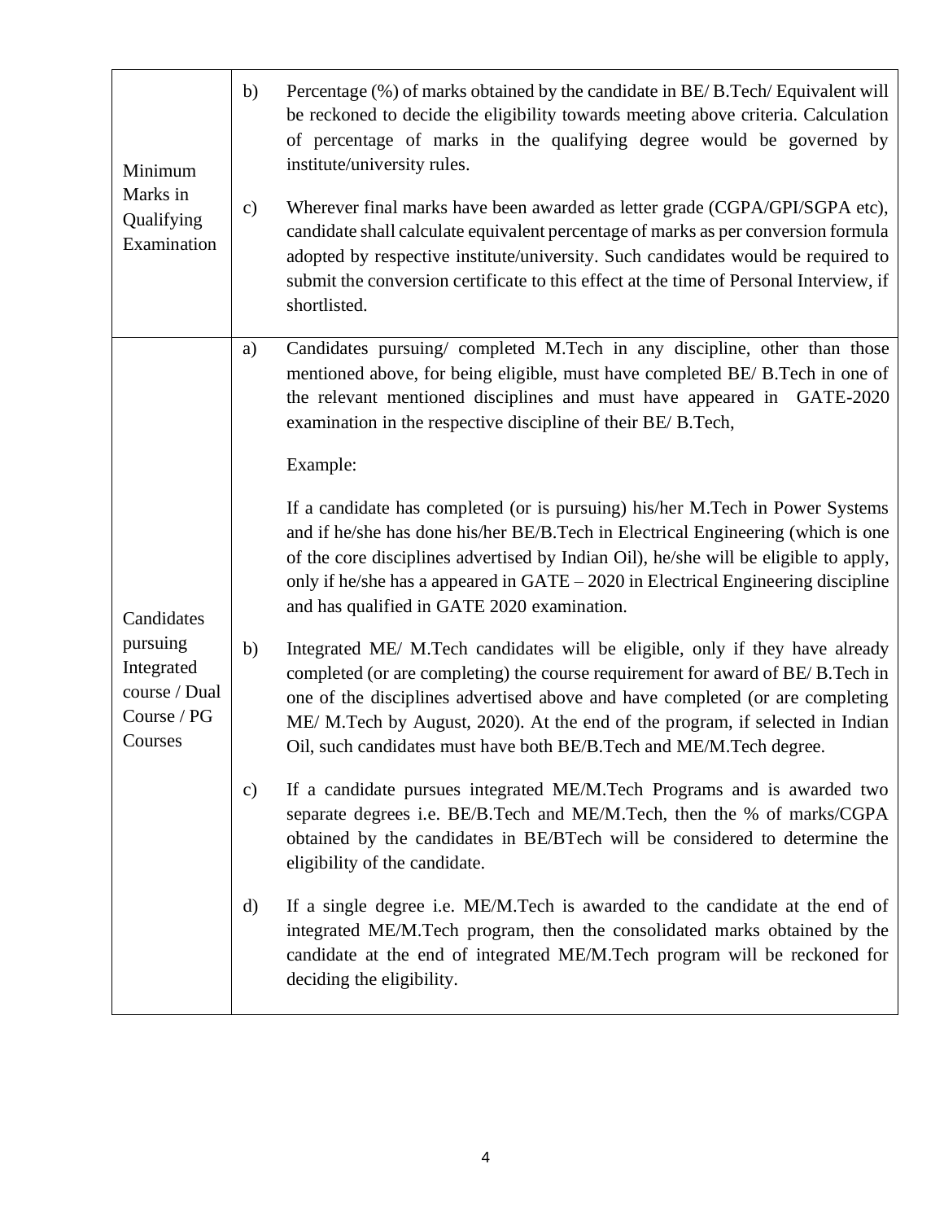| | | |
|---|---|---|
| Minimum Marks in Qualifying Examination | b) | Percentage (%) of marks obtained by the candidate in BE/ B.Tech/ Equivalent will be reckoned to decide the eligibility towards meeting above criteria. Calculation of percentage of marks in the qualifying degree would be governed by institute/university rules. |
| | c) | Wherever final marks have been awarded as letter grade (CGPA/GPI/SGPA etc), candidate shall calculate equivalent percentage of marks as per conversion formula adopted by respective institute/university. Such candidates would be required to submit the conversion certificate to this effect at the time of Personal Interview, if shortlisted. |
| Candidates pursuing Integrated course / Dual Course / PG Courses | a) | Candidates pursuing/ completed M.Tech in any discipline, other than those mentioned above, for being eligible, must have completed BE/ B.Tech in one of the relevant mentioned disciplines and must have appeared in GATE-2020 examination in the respective discipline of their BE/ B.Tech,<br><br>Example:<br><br>If a candidate has completed (or is pursuing) his/her M.Tech in Power Systems and if he/she has done his/her BE/B.Tech in Electrical Engineering (which is one of the core disciplines advertised by Indian Oil), he/she will be eligible to apply, only if he/she has a appeared in GATE – 2020 in Electrical Engineering discipline and has qualified in GATE 2020 examination. |
| | b) | Integrated ME/ M.Tech candidates will be eligible, only if they have already completed (or are completing) the course requirement for award of BE/ B.Tech in one of the disciplines advertised above and have completed (or are completing ME/ M.Tech by August, 2020). At the end of the program, if selected in Indian Oil, such candidates must have both BE/B.Tech and ME/M.Tech degree. |
| | c) | If a candidate pursues integrated ME/M.Tech Programs and is awarded two separate degrees i.e. BE/B.Tech and ME/M.Tech, then the % of marks/CGPA obtained by the candidates in BE/BTech will be considered to determine the eligibility of the candidate. |
| | d) | If a single degree i.e. ME/M.Tech is awarded to the candidate at the end of integrated ME/M.Tech program, then the consolidated marks obtained by the candidate at the end of integrated ME/M.Tech program will be reckoned for deciding the eligibility. |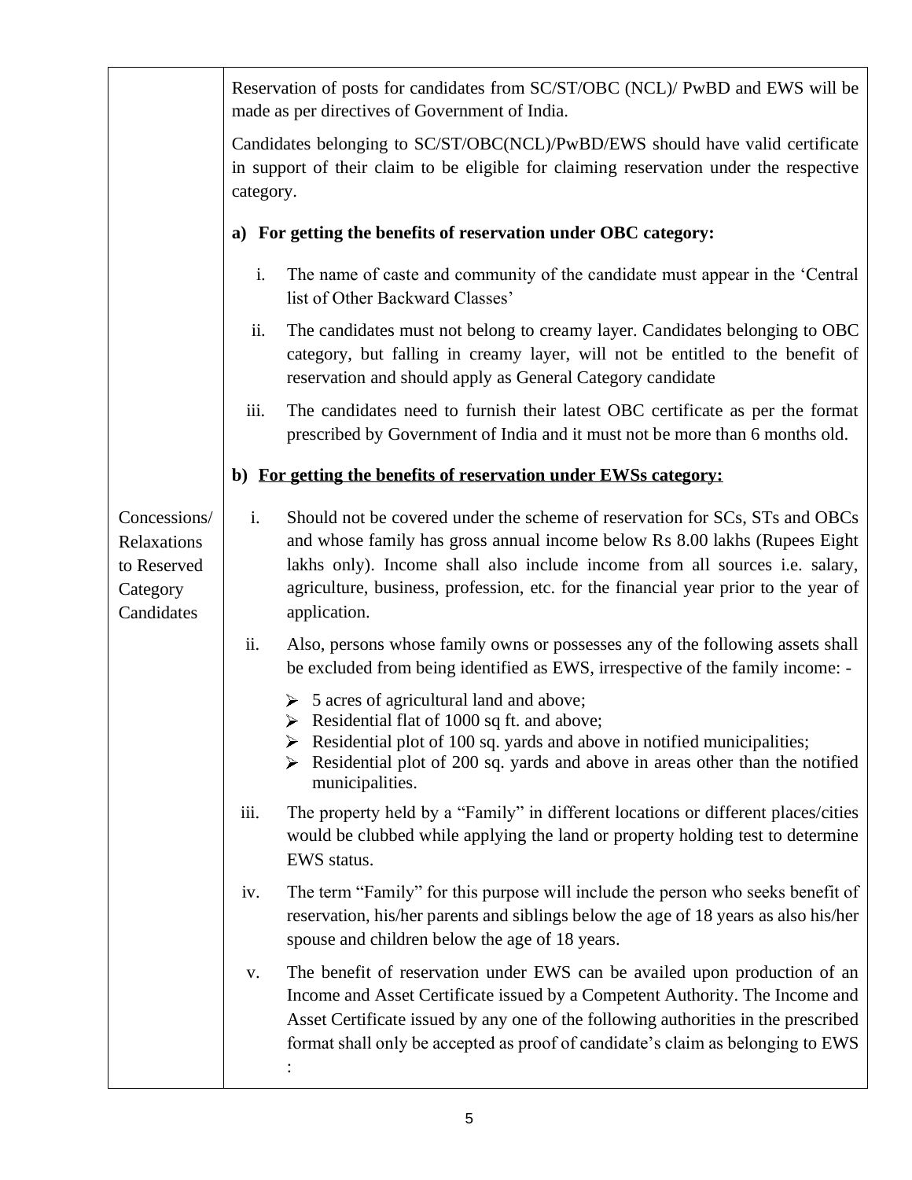| | |
|---|---|
| Concessions/ Relaxations to Reserved Category Candidates | Reservation of posts for candidates from SC/ST/OBC (NCL)/ PwBD and EWS will be made as per directives of Government of India.<br><br>Candidates belonging to SC/ST/OBC(NCL)/PwBD/EWS should have valid certificate in support of their claim to be eligible for claiming reservation under the respective category.<br><br>**a) For getting the benefits of reservation under OBC category:**<br><br>i. The name of caste and community of the candidate must appear in the 'Central list of Other Backward Classes'<br><br>ii. The candidates must not belong to creamy layer. Candidates belonging to OBC category, but falling in creamy layer, will not be entitled to the benefit of reservation and should apply as General Category candidate<br><br>iii. The candidates need to furnish their latest OBC certificate as per the format prescribed by Government of India and it must not be more than 6 months old.<br><br>**b) <u>For getting the benefits of reservation under EWSs category:</u>**<br><br>i. Should not be covered under the scheme of reservation for SCs, STs and OBCs and whose family has gross annual income below Rs 8.00 lakhs (Rupees Eight lakhs only). Income shall also include income from all sources i.e. salary, agriculture, business, profession, etc. for the financial year prior to the year of application.<br><br>ii. Also, persons whose family owns or possesses any of the following assets shall be excluded from being identified as EWS, irrespective of the family income: -<br><br>➢ 5 acres of agricultural land and above;<br>➢ Residential flat of 1000 sq ft. and above;<br>➢ Residential plot of 100 sq. yards and above in notified municipalities;<br>➢ Residential plot of 200 sq. yards and above in areas other than the notified municipalities.<br><br>iii. The property held by a "Family" in different locations or different places/cities would be clubbed while applying the land or property holding test to determine EWS status.<br><br>iv. The term "Family" for this purpose will include the person who seeks benefit of reservation, his/her parents and siblings below the age of 18 years as also his/her spouse and children below the age of 18 years.<br><br>v. The benefit of reservation under EWS can be availed upon production of an Income and Asset Certificate issued by a Competent Authority. The Income and Asset Certificate issued by any one of the following authorities in the prescribed format shall only be accepted as proof of candidate's claim as belonging to EWS : |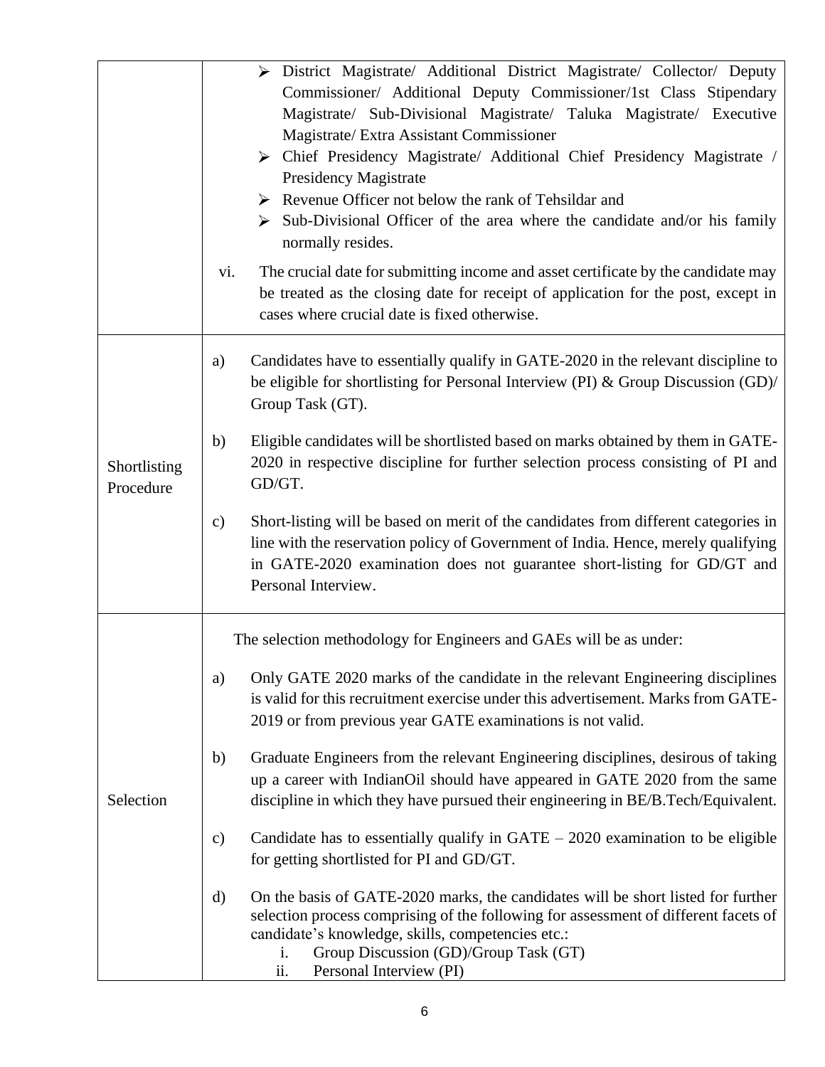| | |
|---|---|
| | ➢ District Magistrate/ Additional District Magistrate/ Collector/ Deputy Commissioner/ Additional Deputy Commissioner/1st Class Stipendary Magistrate/ Sub-Divisional Magistrate/ Taluka Magistrate/ Executive Magistrate/ Extra Assistant Commissioner<br>➢ Chief Presidency Magistrate/ Additional Chief Presidency Magistrate / Presidency Magistrate<br>➢ Revenue Officer not below the rank of Tehsildar and<br>➢ Sub-Divisional Officer of the area where the candidate and/or his family normally resides.<br><br>vi. The crucial date for submitting income and asset certificate by the candidate may be treated as the closing date for receipt of application for the post, except in cases where crucial date is fixed otherwise. |
| Shortlisting Procedure | a) Candidates have to essentially qualify in GATE-2020 in the relevant discipline to be eligible for shortlisting for Personal Interview (PI) & Group Discussion (GD)/ Group Task (GT).<br><br>b) Eligible candidates will be shortlisted based on marks obtained by them in GATE-2020 in respective discipline for further selection process consisting of PI and GD/GT.<br><br>c) Short-listing will be based on merit of the candidates from different categories in line with the reservation policy of Government of India. Hence, merely qualifying in GATE-2020 examination does not guarantee short-listing for GD/GT and Personal Interview. |
| Selection | The selection methodology for Engineers and GAEs will be as under:<br><br>a) Only GATE 2020 marks of the candidate in the relevant Engineering disciplines is valid for this recruitment exercise under this advertisement. Marks from GATE-2019 or from previous year GATE examinations is not valid.<br><br>b) Graduate Engineers from the relevant Engineering disciplines, desirous of taking up a career with IndianOil should have appeared in GATE 2020 from the same discipline in which they have pursued their engineering in BE/B.Tech/Equivalent.<br><br>c) Candidate has to essentially qualify in GATE – 2020 examination to be eligible for getting shortlisted for PI and GD/GT.<br><br>d) On the basis of GATE-2020 marks, the candidates will be short listed for further selection process comprising of the following for assessment of different facets of candidate's knowledge, skills, competencies etc.:<br>i. Group Discussion (GD)/Group Task (GT)<br>ii. Personal Interview (PI) |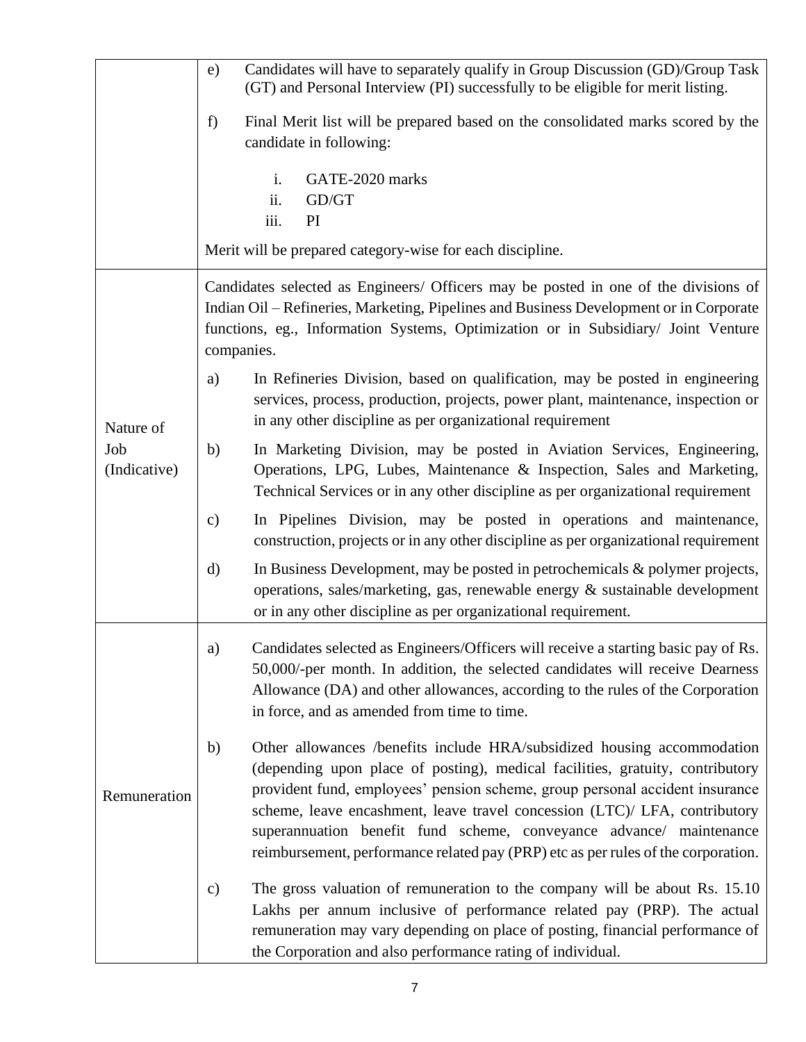| | |
|---|---|
| | e) Candidates will have to separately qualify in Group Discussion (GD)/Group Task (GT) and Personal Interview (PI) successfully to be eligible for merit listing.<br><br>f) Final Merit list will be prepared based on the consolidated marks scored by the candidate in following:<br><br>i. GATE-2020 marks<br>ii. GD/GT<br>iii. PI<br><br>Merit will be prepared category-wise for each discipline. |
| Nature of Job (Indicative) | Candidates selected as Engineers/ Officers may be posted in one of the divisions of Indian Oil – Refineries, Marketing, Pipelines and Business Development or in Corporate functions, eg., Information Systems, Optimization or in Subsidiary/ Joint Venture companies.<br><br>a) In Refineries Division, based on qualification, may be posted in engineering services, process, production, projects, power plant, maintenance, inspection or in any other discipline as per organizational requirement<br><br>b) In Marketing Division, may be posted in Aviation Services, Engineering, Operations, LPG, Lubes, Maintenance & Inspection, Sales and Marketing, Technical Services or in any other discipline as per organizational requirement<br><br>c) In Pipelines Division, may be posted in operations and maintenance, construction, projects or in any other discipline as per organizational requirement<br><br>d) In Business Development, may be posted in petrochemicals & polymer projects, operations, sales/marketing, gas, renewable energy & sustainable development or in any other discipline as per organizational requirement. |
| Remuneration | a) Candidates selected as Engineers/Officers will receive a starting basic pay of Rs. 50,000/-per month. In addition, the selected candidates will receive Dearness Allowance (DA) and other allowances, according to the rules of the Corporation in force, and as amended from time to time.<br><br>b) Other allowances /benefits include HRA/subsidized housing accommodation (depending upon place of posting), medical facilities, gratuity, contributory provident fund, employees' pension scheme, group personal accident insurance scheme, leave encashment, leave travel concession (LTC)/ LFA, contributory superannuation benefit fund scheme, conveyance advance/ maintenance reimbursement, performance related pay (PRP) etc as per rules of the corporation.<br><br>c) The gross valuation of remuneration to the company will be about Rs. 15.10 Lakhs per annum inclusive of performance related pay (PRP). The actual remuneration may vary depending on place of posting, financial performance of the Corporation and also performance rating of individual. |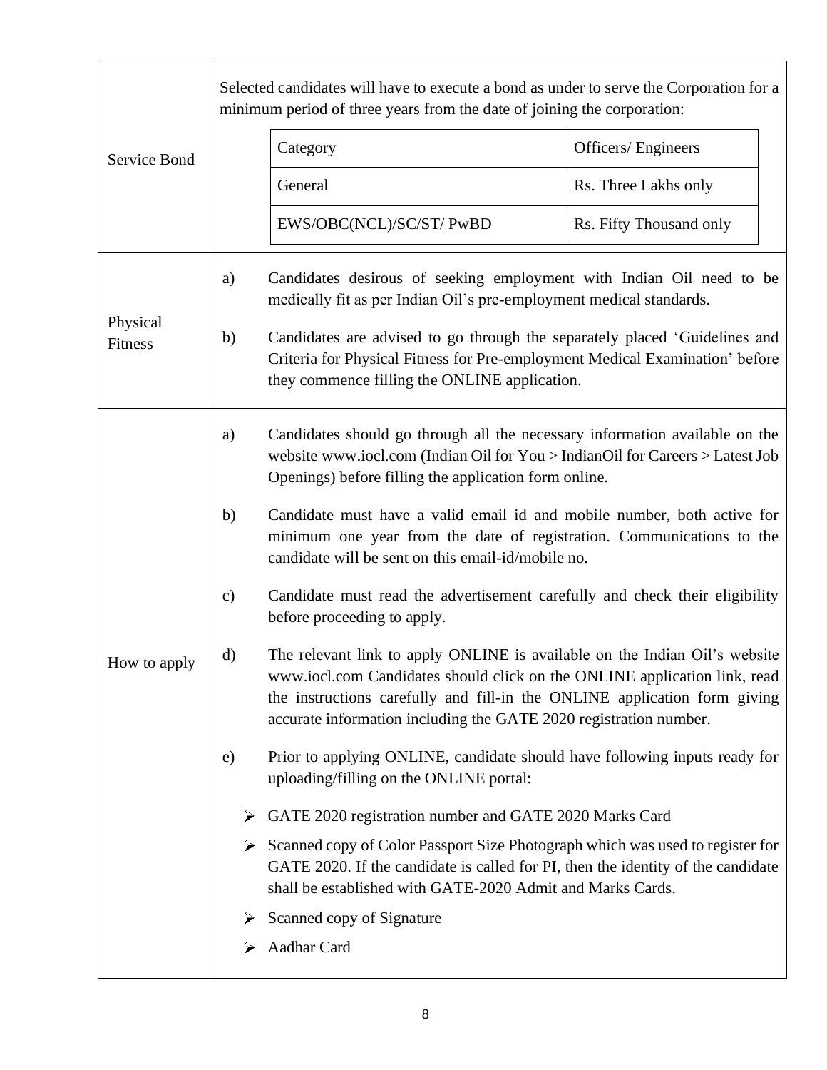| | |
|---|---|
| Service Bond | Selected candidates will have to execute a bond as under to serve the Corporation for a minimum period of three years from the date of joining the corporation:<br><br>Category: Officers/ Engineers<br>General: Rs. Three Lakhs only<br>EWS/OBC(NCL)/SC/ST/ PwBD: Rs. Fifty Thousand only |
| Physical Fitness | a) Candidates desirous of seeking employment with Indian Oil need to be medically fit as per Indian Oil's pre-employment medical standards.<br><br>b) Candidates are advised to go through the separately placed 'Guidelines and Criteria for Physical Fitness for Pre-employment Medical Examination' before they commence filling the ONLINE application. |
| How to apply | a) Candidates should go through all the necessary information available on the website www.iocl.com (Indian Oil for You > IndianOil for Careers > Latest Job Openings) before filling the application form online.<br><br>b) Candidate must have a valid email id and mobile number, both active for minimum one year from the date of registration. Communications to the candidate will be sent on this email-id/mobile no.<br><br>c) Candidate must read the advertisement carefully and check their eligibility before proceeding to apply.<br><br>d) The relevant link to apply ONLINE is available on the Indian Oil's website www.iocl.com Candidates should click on the ONLINE application link, read the instructions carefully and fill-in the ONLINE application form giving accurate information including the GATE 2020 registration number.<br><br>e) Prior to applying ONLINE, candidate should have following inputs ready for uploading/filling on the ONLINE portal:<br><br>➢ GATE 2020 registration number and GATE 2020 Marks Card<br>➢ Scanned copy of Color Passport Size Photograph which was used to register for GATE 2020. If the candidate is called for PI, then the identity of the candidate shall be established with GATE-2020 Admit and Marks Cards.<br>➢ Scanned copy of Signature<br>➢ Aadhar Card |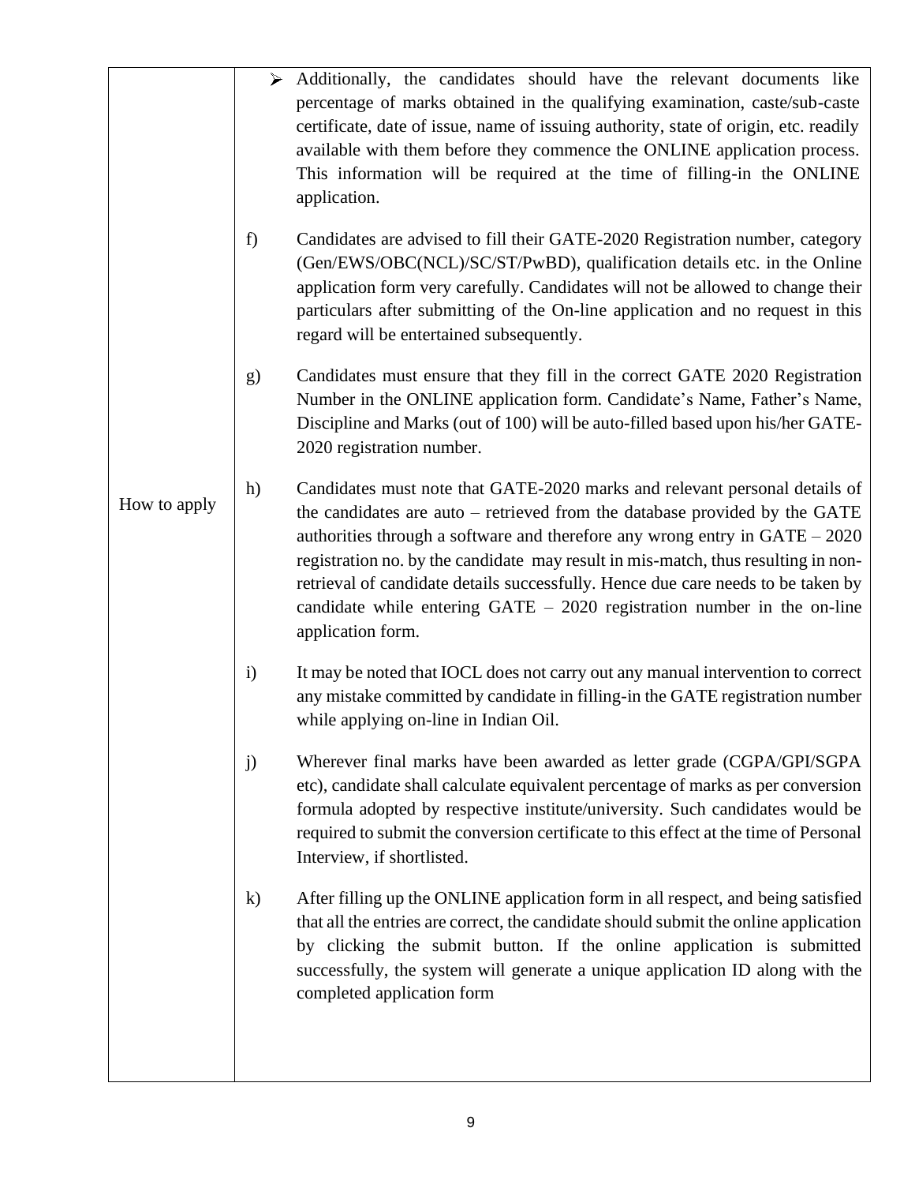| | |
|---|---|
| How to apply | ➢ Additionally, the candidates should have the relevant documents like percentage of marks obtained in the qualifying examination, caste/sub-caste certificate, date of issue, name of issuing authority, state of origin, etc. readily available with them before they commence the ONLINE application process. This information will be required at the time of filling-in the ONLINE application.<br><br>f) Candidates are advised to fill their GATE-2020 Registration number, category (Gen/EWS/OBC(NCL)/SC/ST/PwBD), qualification details etc. in the Online application form very carefully. Candidates will not be allowed to change their particulars after submitting of the On-line application and no request in this regard will be entertained subsequently.<br><br>g) Candidates must ensure that they fill in the correct GATE 2020 Registration Number in the ONLINE application form. Candidate's Name, Father's Name, Discipline and Marks (out of 100) will be auto-filled based upon his/her GATE-2020 registration number.<br><br>h) Candidates must note that GATE-2020 marks and relevant personal details of the candidates are auto – retrieved from the database provided by the GATE authorities through a software and therefore any wrong entry in GATE – 2020 registration no. by the candidate may result in mis-match, thus resulting in non-retrieval of candidate details successfully. Hence due care needs to be taken by candidate while entering GATE – 2020 registration number in the on-line application form.<br><br>i) It may be noted that IOCL does not carry out any manual intervention to correct any mistake committed by candidate in filling-in the GATE registration number while applying on-line in Indian Oil.<br><br>j) Wherever final marks have been awarded as letter grade (CGPA/GPI/SGPA etc), candidate shall calculate equivalent percentage of marks as per conversion formula adopted by respective institute/university. Such candidates would be required to submit the conversion certificate to this effect at the time of Personal Interview, if shortlisted.<br><br>k) After filling up the ONLINE application form in all respect, and being satisfied that all the entries are correct, the candidate should submit the online application by clicking the submit button. If the online application is submitted successfully, the system will generate a unique application ID along with the completed application form |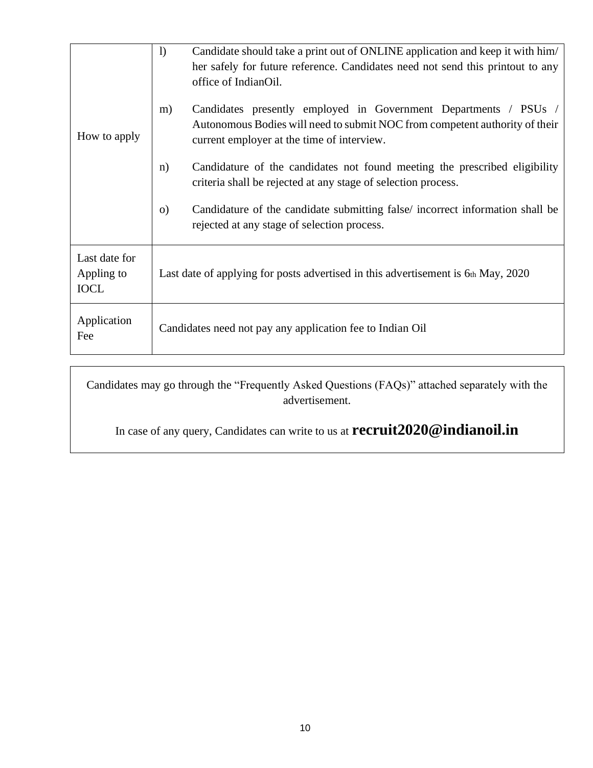| | |
|---|---|
| How to apply | l) Candidate should take a print out of ONLINE application and keep it with him/ her safely for future reference. Candidates need not send this printout to any office of IndianOil.<br><br>m) Candidates presently employed in Government Departments / PSUs / Autonomous Bodies will need to submit NOC from competent authority of their current employer at the time of interview.<br><br>n) Candidature of the candidates not found meeting the prescribed eligibility criteria shall be rejected at any stage of selection process.<br><br>o) Candidature of the candidate submitting false/ incorrect information shall be rejected at any stage of selection process. |
| Last date for Appling to IOCL | Last date of applying for posts advertised in this advertisement is 6th May, 2020 |
| Application Fee | Candidates need not pay any application fee to Indian Oil |

Candidates may go through the "Frequently Asked Questions (FAQs)" attached separately with the advertisement.

In case of any query, Candidates can write to us at **recruit2020@indianoil.in**